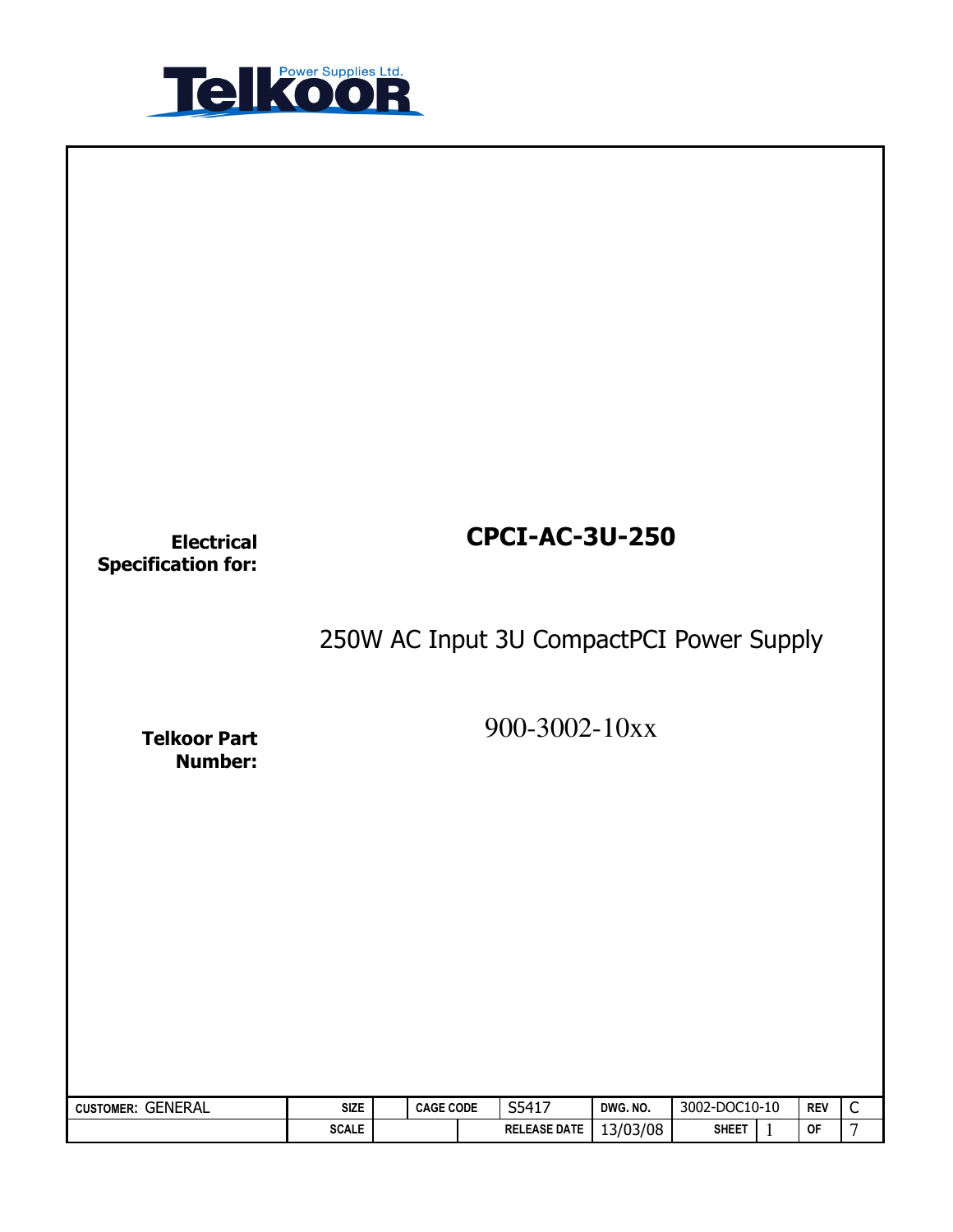Telkoor Power Supplies Ltd.

**Electrical Specification for:**

# CPCI-AC-3U-250

250W AC Input 3U CompactPCI Power Supply

**Telkoor Part Number:**

900-3002-10xx

| CUSTOMER: GENERAL | SIZE | | CAGE CODE | S5417 | DWG. NO. | 3002-DOC10-10 | | REV | C |
|---|---|---|---|---|---|---|---|---|---|
| | SCALE | | | RELEASE DATE | 13/03/08 | SHEET | 1 | OF | 7 |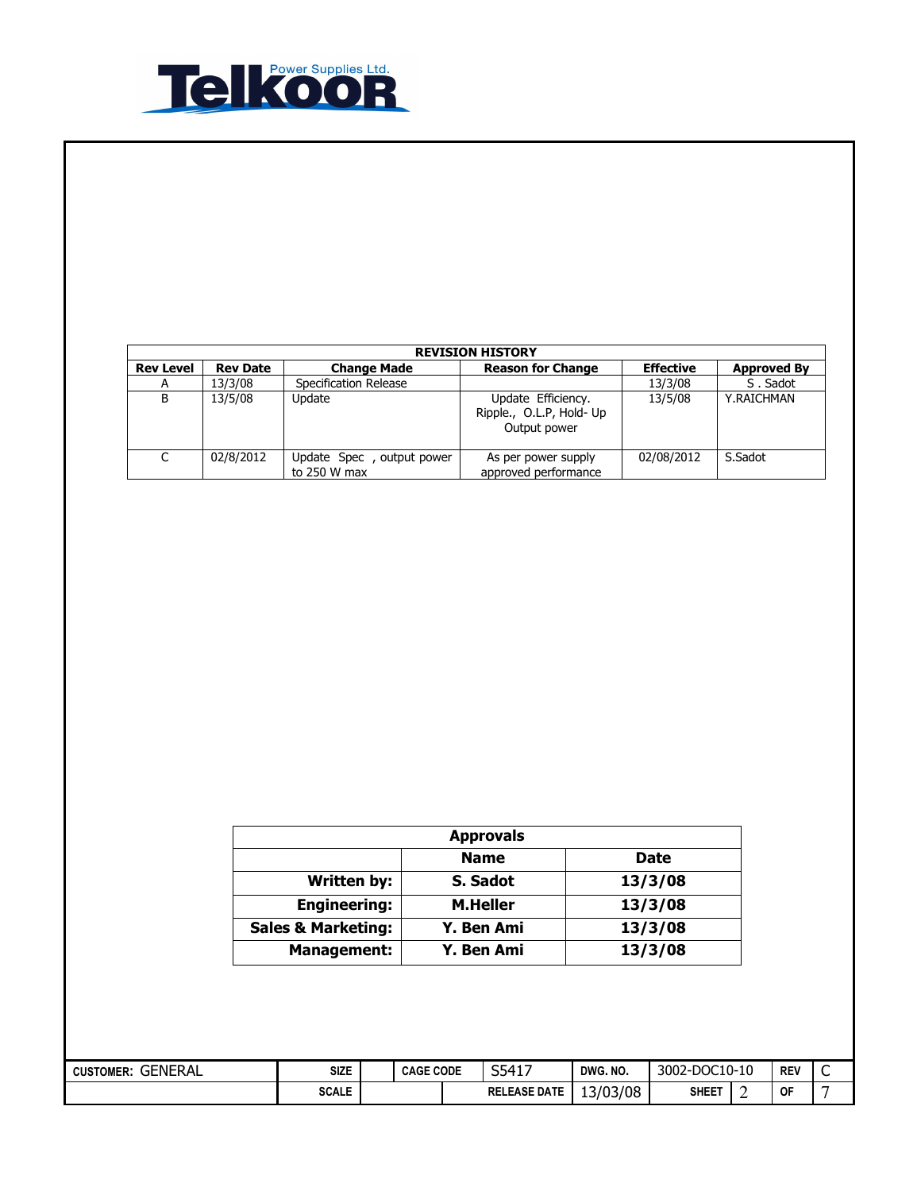| REVISION HISTORY | | | | | |
|---|---|---|---|---|---|
| **Rev Level** | **Rev Date** | **Change Made** | **Reason for Change** | **Effective** | **Approved By** |
| A | 13/3/08 | Specification Release | | 13/3/08 | S . Sadot |
| B | 13/5/08 | Update | Update Efficiency. Ripple., O.L.P, Hold- Up Output power | 13/5/08 | Y.RAICHMAN |
| C | 02/8/2012 | Update Spec , output power to 250 W max | As per power supply approved performance | 02/08/2012 | S.Sadot |

| Approvals | | |
|---|---|---|
| | **Name** | **Date** |
| **Written by:** | **S. Sadot** | **13/3/08** |
| **Engineering:** | **M.Heller** | **13/3/08** |
| **Sales & Marketing:** | **Y. Ben Ami** | **13/3/08** |
| **Management:** | **Y. Ben Ami** | **13/3/08** |

| CUSTOMER: GENERAL | SIZE | | CAGE CODE | S5417 | DWG. NO. | 3002-DOC10-10 | REV | C |
|---|---|---|---|---|---|---|---|---|
| | SCALE | | | RELEASE DATE | 13/03/08 | SHEET 2 | OF | 7 |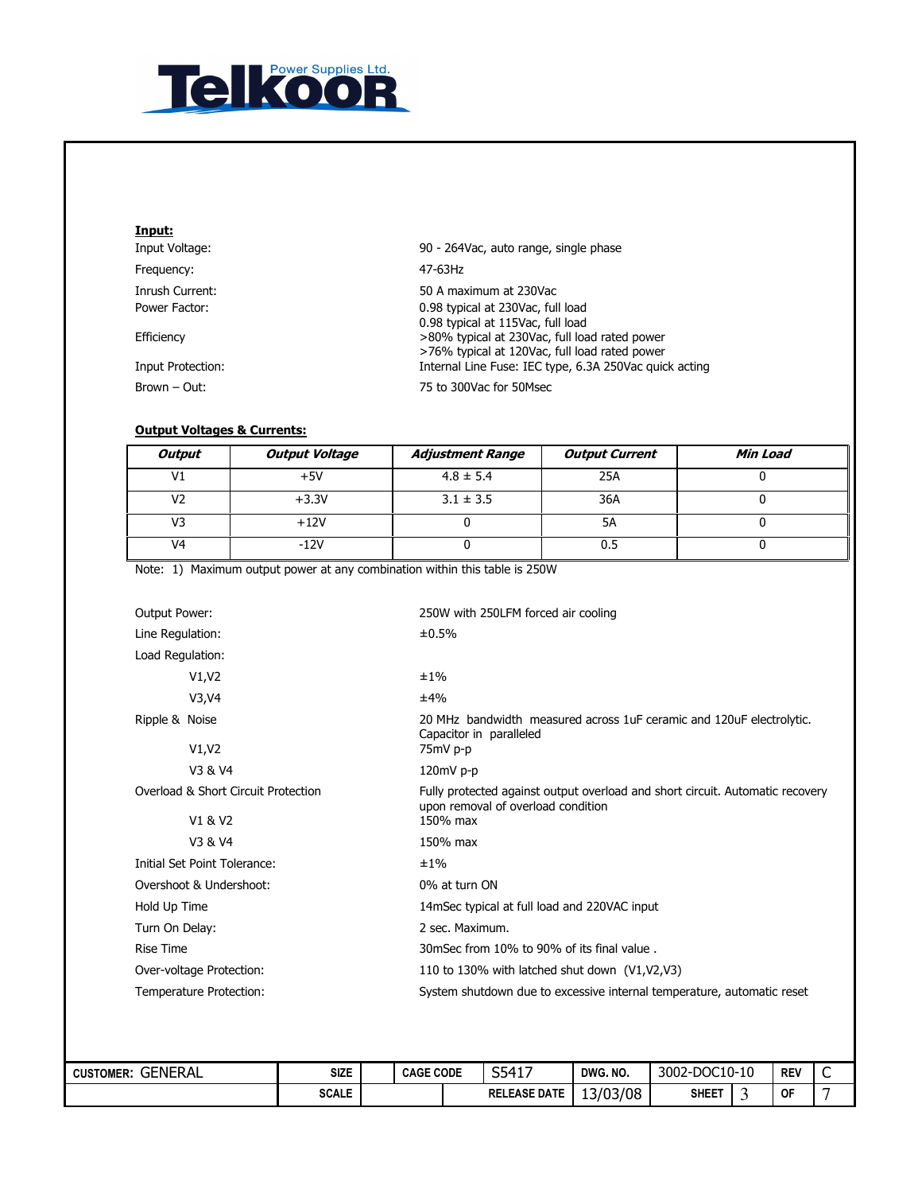**Input:**

| | |
|---|---|
| Input Voltage: | 90 - 264Vac, auto range, single phase |
| Frequency: | 47-63Hz |
| Inrush Current: | 50 A maximum at 230Vac |
| Power Factor: | 0.98 typical at 230Vac, full load<br>0.98 typical at 115Vac, full load |
| Efficiency | >80% typical at 230Vac, full load rated power<br>>76% typical at 120Vac, full load rated power |
| Input Protection: | Internal Line Fuse: IEC type, 6.3A 250Vac quick acting |
| Brown – Out: | 75 to 300Vac for 50Msec |

**Output Voltages & Currents:**

| *Output* | *Output Voltage* | *Adjustment Range* | *Output Current* | *Min Load* |
|---|---|---|---|---|
| V1 | +5V | 4.8 ± 5.4 | 25A | 0 |
| V2 | +3.3V | 3.1 ± 3.5 | 36A | 0 |
| V3 | +12V | 0 | 5A | 0 |
| V4 | -12V | 0 | 0.5 | 0 |

Note: 1) Maximum output power at any combination within this table is 250W

| | |
|---|---|
| Output Power: | 250W with 250LFM forced air cooling |
| Line Regulation: | ±0.5% |
| Load Regulation: | |
| V1,V2 | ±1% |
| V3,V4 | ±4% |
| Ripple & Noise | 20 MHz bandwidth measured across 1uF ceramic and 120uF electrolytic. Capacitor in paralleled |
| V1,V2 | 75mV p-p |
| V3 & V4 | 120mV p-p |
| Overload & Short Circuit Protection | Fully protected against output overload and short circuit. Automatic recovery upon removal of overload condition |
| V1 & V2 | 150% max |
| V3 & V4 | 150% max |
| Initial Set Point Tolerance: | ±1% |
| Overshoot & Undershoot: | 0% at turn ON |
| Hold Up Time | 14mSec typical at full load and 220VAC input |
| Turn On Delay: | 2 sec. Maximum. |
| Rise Time | 30mSec from 10% to 90% of its final value . |
| Over-voltage Protection: | 110 to 130% with latched shut down (V1,V2,V3) |
| Temperature Protection: | System shutdown due to excessive internal temperature, automatic reset |

| CUSTOMER: GENERAL | SIZE | | CAGE CODE | S5417 | DWG. NO. | 3002-DOC10-10 | REV | C |
|---|---|---|---|---|---|---|---|---|
| | SCALE | | | RELEASE DATE | 13/03/08 | SHEET 3 | OF | 7 |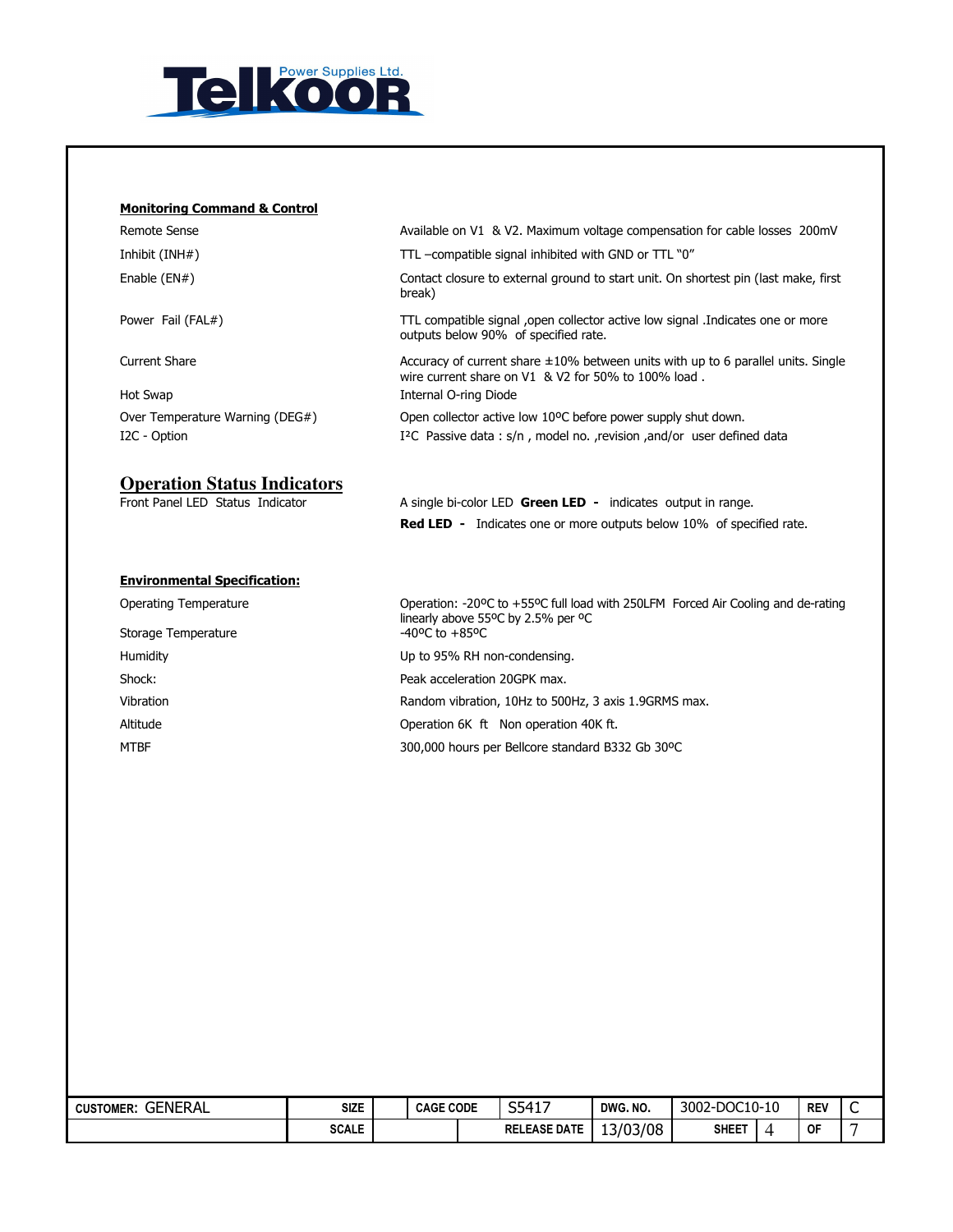## Monitoring Command & Control

| | |
|---|---|
| Remote Sense | Available on V1 & V2. Maximum voltage compensation for cable losses 200mV |
| Inhibit (INH#) | TTL –compatible signal inhibited with GND or TTL "0" |
| Enable (EN#) | Contact closure to external ground to start unit. On shortest pin (last make, first break) |
| Power Fail (FAL#) | TTL compatible signal ,open collector active low signal .Indicates one or more outputs below 90% of specified rate. |
| Current Share | Accuracy of current share ±10% between units with up to 6 parallel units. Single wire current share on V1 & V2 for 50% to 100% load . |
| Hot Swap | Internal O-ring Diode |
| Over Temperature Warning (DEG#) | Open collector active low 10ºC before power supply shut down. |
| I2C - Option | I²C Passive data : s/n , model no. ,revision ,and/or user defined data |

## Operation Status Indicators

| | |
|---|---|
| Front Panel LED Status Indicator | A single bi-color LED **Green LED -** indicates output in range. |
| | **Red LED -** Indicates one or more outputs below 10% of specified rate. |

## Environmental Specification:

| | |
|---|---|
| Operating Temperature | Operation: -20ºC to +55ºC full load with 250LFM Forced Air Cooling and de-rating linearly above 55ºC by 2.5% per ºC |
| Storage Temperature | -40ºC to +85ºC |
| Humidity | Up to 95% RH non-condensing. |
| Shock: | Peak acceleration 20GPK max. |
| Vibration | Random vibration, 10Hz to 500Hz, 3 axis 1.9GRMS max. |
| Altitude | Operation 6K ft Non operation 40K ft. |
| MTBF | 300,000 hours per Bellcore standard B332 Gb 30ºC |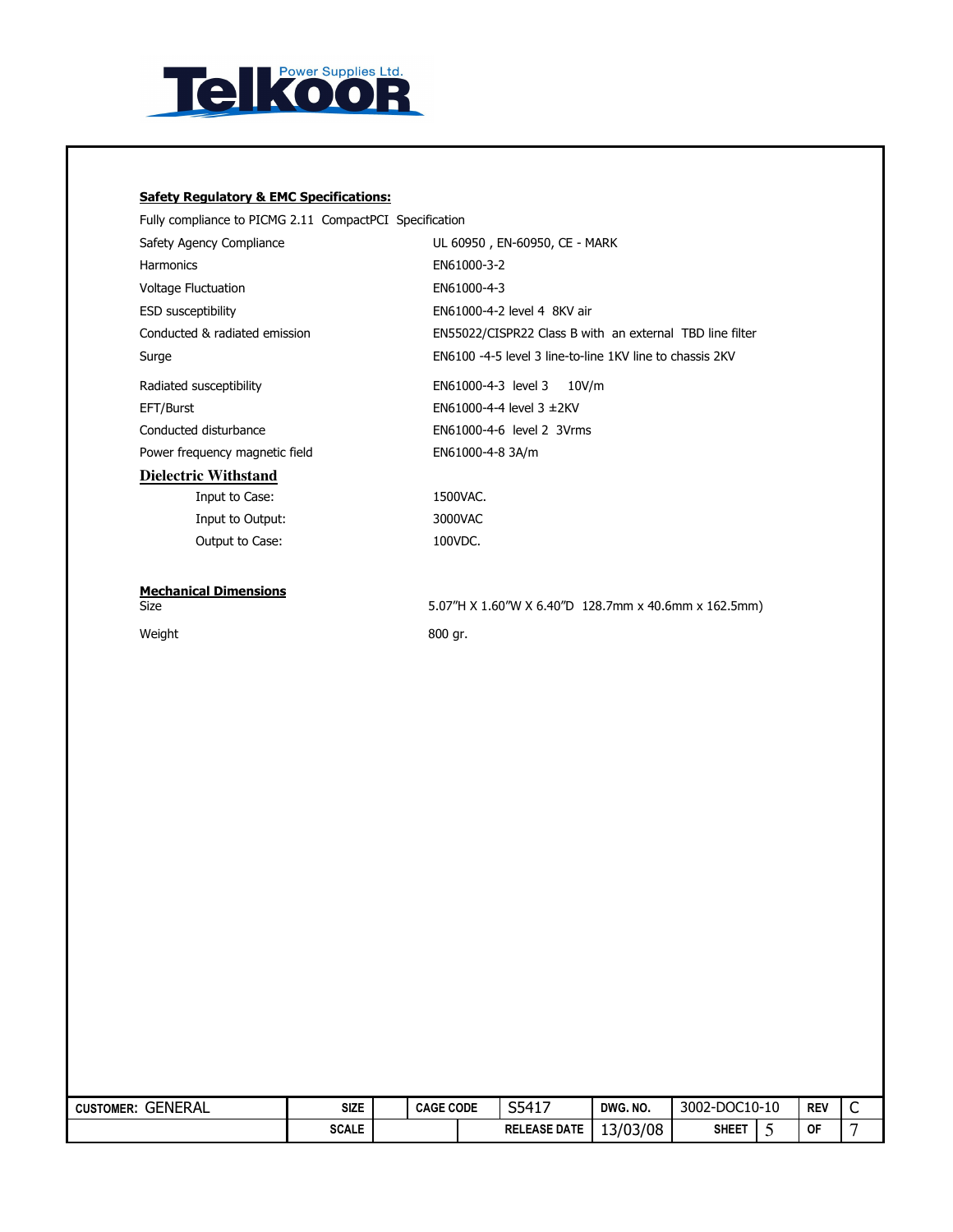**Safety Regulatory & EMC Specifications:**

Fully compliance to PICMG 2.11 CompactPCI Specification

| | |
|---|---|
| Safety Agency Compliance | UL 60950 , EN-60950, CE - MARK |
| Harmonics | EN61000-3-2 |
| Voltage Fluctuation | EN61000-4-3 |
| ESD susceptibility | EN61000-4-2 level 4 8KV air |
| Conducted & radiated emission | EN55022/CISPR22 Class B with an external TBD line filter |
| Surge | EN6100 -4-5 level 3 line-to-line 1KV line to chassis 2KV |
| Radiated susceptibility | EN61000-4-3 level 3 10V/m |
| EFT/Burst | EN61000-4-4 level 3 ±2KV |
| Conducted disturbance | EN61000-4-6 level 2 3Vrms |
| Power frequency magnetic field | EN61000-4-8 3A/m |

**Dielectric Withstand**

| | |
|---|---|
| Input to Case: | 1500VAC. |
| Input to Output: | 3000VAC |
| Output to Case: | 100VDC. |

**Mechanical Dimensions**

| | |
|---|---|
| Size | 5.07"H X 1.60"W X 6.40"D 128.7mm x 40.6mm x 162.5mm) |
| Weight | 800 gr. |

| CUSTOMER: GENERAL | SIZE | | CAGE CODE | S5417 | DWG. NO. | 3002-DOC10-10 | REV | C |
|---|---|---|---|---|---|---|---|---|
| | SCALE | | | RELEASE DATE | 13/03/08 | SHEET 5 | OF | 7 |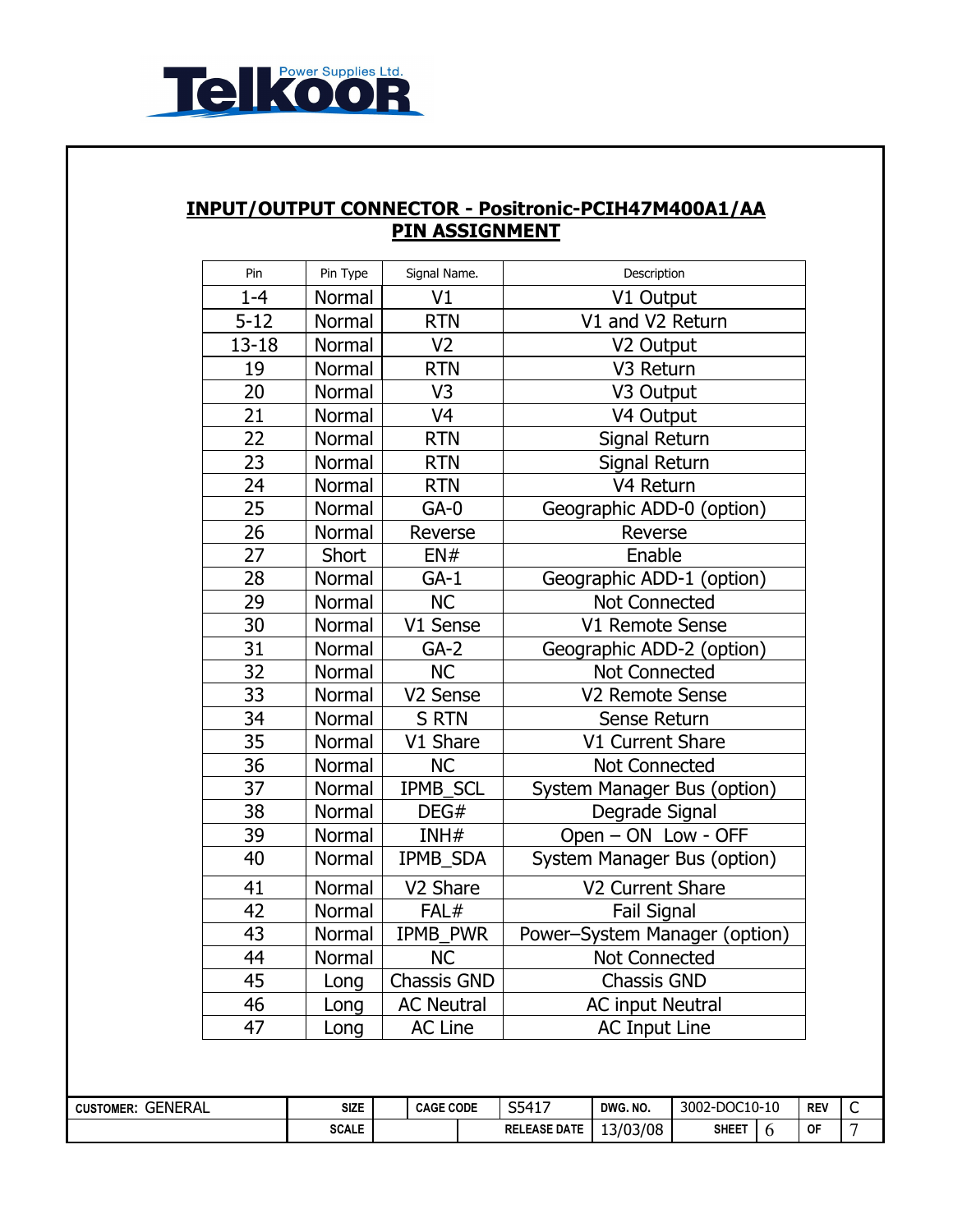## INPUT/OUTPUT CONNECTOR - Positronic-PCIH47M400A1/AA
## PIN ASSIGNMENT

| Pin | Pin Type | Signal Name. | Description |
|---|---|---|---|
| 1-4 | Normal | V1 | V1 Output |
| 5-12 | Normal | RTN | V1 and V2 Return |
| 13-18 | Normal | V2 | V2 Output |
| 19 | Normal | RTN | V3 Return |
| 20 | Normal | V3 | V3 Output |
| 21 | Normal | V4 | V4 Output |
| 22 | Normal | RTN | Signal Return |
| 23 | Normal | RTN | Signal Return |
| 24 | Normal | RTN | V4 Return |
| 25 | Normal | GA-0 | Geographic ADD-0 (option) |
| 26 | Normal | Reverse | Reverse |
| 27 | Short | EN# | Enable |
| 28 | Normal | GA-1 | Geographic ADD-1 (option) |
| 29 | Normal | NC | Not Connected |
| 30 | Normal | V1 Sense | V1 Remote Sense |
| 31 | Normal | GA-2 | Geographic ADD-2 (option) |
| 32 | Normal | NC | Not Connected |
| 33 | Normal | V2 Sense | V2 Remote Sense |
| 34 | Normal | S RTN | Sense Return |
| 35 | Normal | V1 Share | V1 Current Share |
| 36 | Normal | NC | Not Connected |
| 37 | Normal | IPMB_SCL | System Manager Bus (option) |
| 38 | Normal | DEG# | Degrade Signal |
| 39 | Normal | INH# | Open – ON Low - OFF |
| 40 | Normal | IPMB_SDA | System Manager Bus (option) |
| 41 | Normal | V2 Share | V2 Current Share |
| 42 | Normal | FAL# | Fail Signal |
| 43 | Normal | IPMB_PWR | Power–System Manager (option) |
| 44 | Normal | NC | Not Connected |
| 45 | Long | Chassis GND | Chassis GND |
| 46 | Long | AC Neutral | AC input Neutral |
| 47 | Long | AC Line | AC Input Line |

| CUSTOMER: GENERAL | SIZE | | CAGE CODE | S5417 | DWG. NO. | 3002-DOC10-10 | REV | C |
|---|---|---|---|---|---|---|---|---|
| | SCALE | | | RELEASE DATE | 13/03/08 | SHEET 6 | OF | 7 |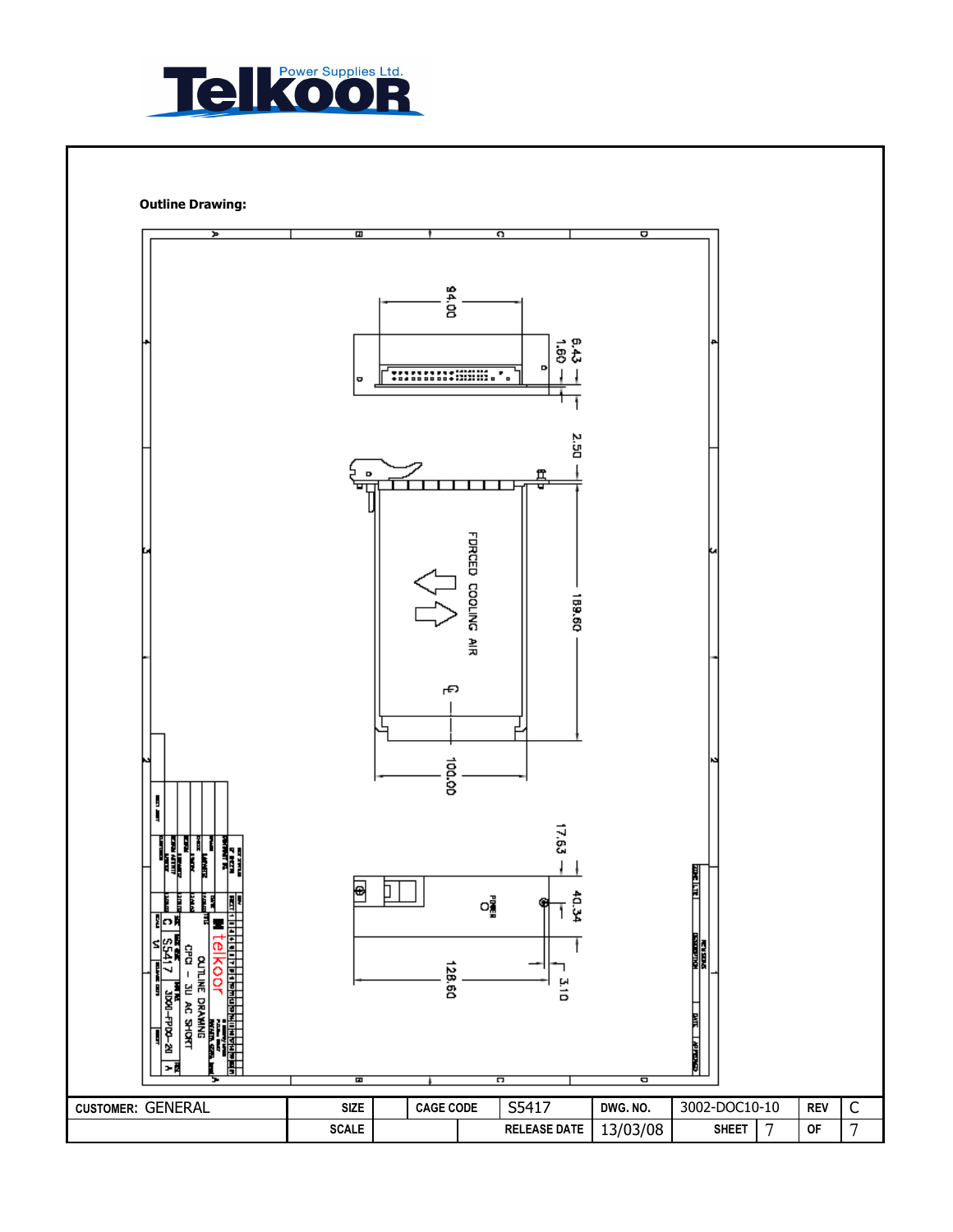**Outline Drawing:**

94.00

6.43

1.60

2.50

FORCED COOLING AIR

189.60

100.00

17.63

40.34

POWER

128.60

3.10

telkoor

OUTLINE DRAWING

CPCI – 3U AC SHORT

C S5417

3000-FP00-20

A

| CUSTOMER: GENERAL | SIZE | | CAGE CODE | S5417 | DWG. NO. | 3002-DOC10-10 | REV | C |
|---|---|---|---|---|---|---|---|---|
| | SCALE | | | RELEASE DATE | 13/03/08 | SHEET 7 | OF | 7 |